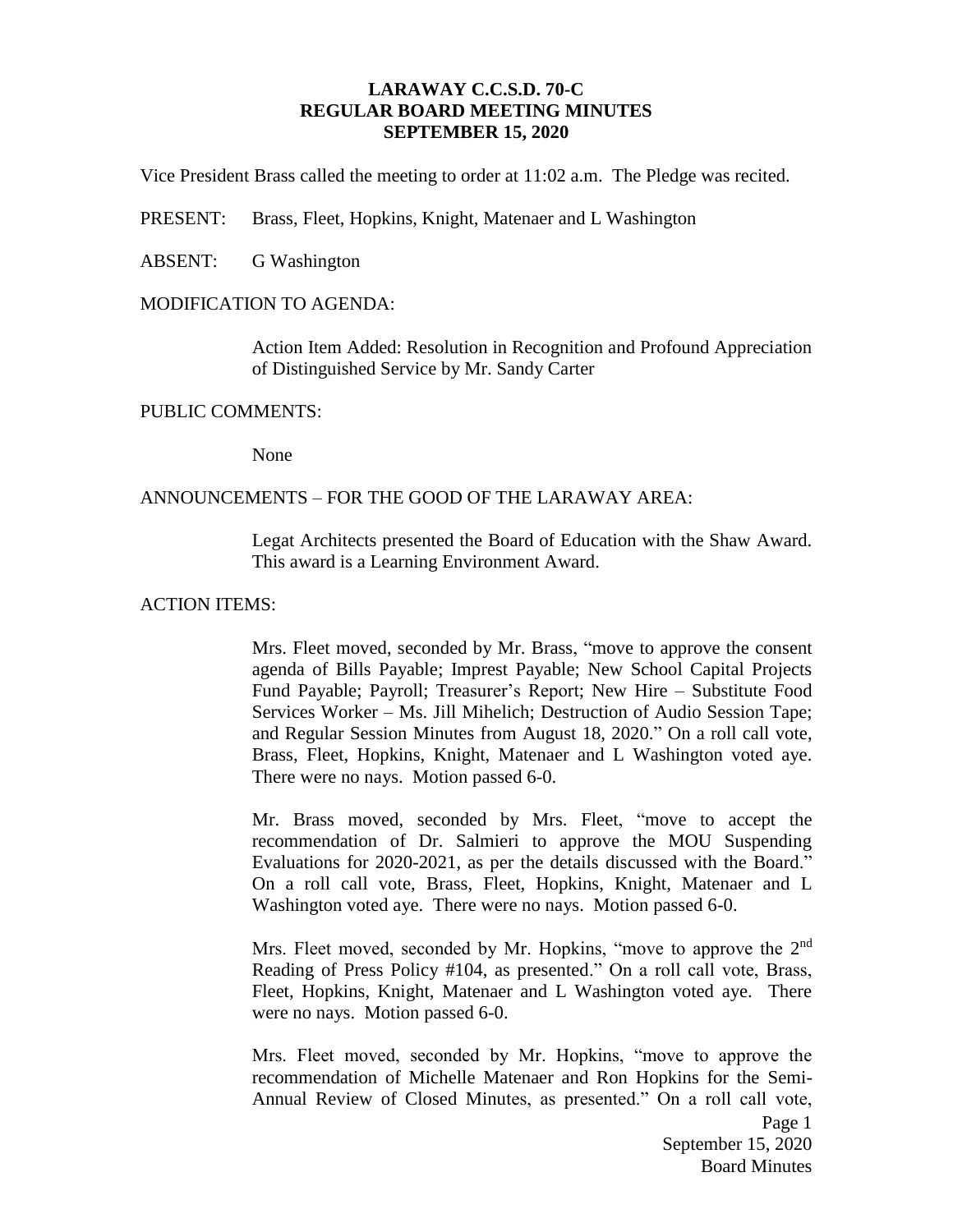# LARAWAY C.C.S.D. 70-C
## REGULAR BOARD MEETING MINUTES
## SEPTEMBER 15, 2020

Vice President Brass called the meeting to order at 11:02 a.m. The Pledge was recited.

PRESENT: Brass, Fleet, Hopkins, Knight, Matenaer and L Washington

ABSENT: G Washington

MODIFICATION TO AGENDA:

Action Item Added: Resolution in Recognition and Profound Appreciation of Distinguished Service by Mr. Sandy Carter

PUBLIC COMMENTS:

None

ANNOUNCEMENTS – FOR THE GOOD OF THE LARAWAY AREA:

Legat Architects presented the Board of Education with the Shaw Award. This award is a Learning Environment Award.

ACTION ITEMS:

Mrs. Fleet moved, seconded by Mr. Brass, "move to approve the consent agenda of Bills Payable; Imprest Payable; New School Capital Projects Fund Payable; Payroll; Treasurer's Report; New Hire – Substitute Food Services Worker – Ms. Jill Mihelich; Destruction of Audio Session Tape; and Regular Session Minutes from August 18, 2020." On a roll call vote, Brass, Fleet, Hopkins, Knight, Matenaer and L Washington voted aye. There were no nays. Motion passed 6-0.

Mr. Brass moved, seconded by Mrs. Fleet, "move to accept the recommendation of Dr. Salmieri to approve the MOU Suspending Evaluations for 2020-2021, as per the details discussed with the Board." On a roll call vote, Brass, Fleet, Hopkins, Knight, Matenaer and L Washington voted aye. There were no nays. Motion passed 6-0.

Mrs. Fleet moved, seconded by Mr. Hopkins, "move to approve the 2nd Reading of Press Policy #104, as presented." On a roll call vote, Brass, Fleet, Hopkins, Knight, Matenaer and L Washington voted aye. There were no nays. Motion passed 6-0.

Mrs. Fleet moved, seconded by Mr. Hopkins, "move to approve the recommendation of Michelle Matenaer and Ron Hopkins for the Semi-Annual Review of Closed Minutes, as presented." On a roll call vote,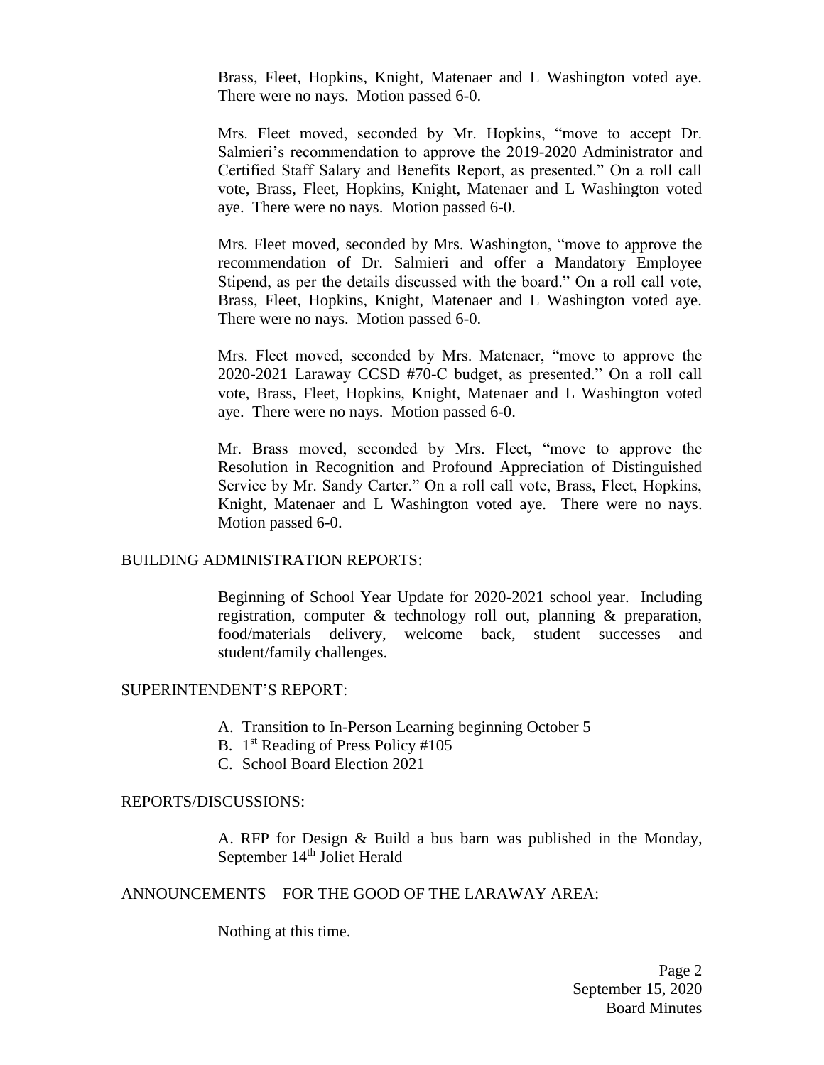Brass, Fleet, Hopkins, Knight, Matenaer and L Washington voted aye. There were no nays. Motion passed 6-0.

Mrs. Fleet moved, seconded by Mr. Hopkins, "move to accept Dr. Salmieri's recommendation to approve the 2019-2020 Administrator and Certified Staff Salary and Benefits Report, as presented." On a roll call vote, Brass, Fleet, Hopkins, Knight, Matenaer and L Washington voted aye. There were no nays. Motion passed 6-0.

Mrs. Fleet moved, seconded by Mrs. Washington, "move to approve the recommendation of Dr. Salmieri and offer a Mandatory Employee Stipend, as per the details discussed with the board." On a roll call vote, Brass, Fleet, Hopkins, Knight, Matenaer and L Washington voted aye. There were no nays. Motion passed 6-0.

Mrs. Fleet moved, seconded by Mrs. Matenaer, "move to approve the 2020-2021 Laraway CCSD #70-C budget, as presented." On a roll call vote, Brass, Fleet, Hopkins, Knight, Matenaer and L Washington voted aye. There were no nays. Motion passed 6-0.

Mr. Brass moved, seconded by Mrs. Fleet, "move to approve the Resolution in Recognition and Profound Appreciation of Distinguished Service by Mr. Sandy Carter." On a roll call vote, Brass, Fleet, Hopkins, Knight, Matenaer and L Washington voted aye. There were no nays. Motion passed 6-0.

BUILDING ADMINISTRATION REPORTS:

Beginning of School Year Update for 2020-2021 school year. Including registration, computer & technology roll out, planning & preparation, food/materials delivery, welcome back, student successes and student/family challenges.

SUPERINTENDENT'S REPORT:

A. Transition to In-Person Learning beginning October 5
B. 1st Reading of Press Policy #105
C. School Board Election 2021

REPORTS/DISCUSSIONS:

A. RFP for Design & Build a bus barn was published in the Monday, September 14th Joliet Herald

ANNOUNCEMENTS – FOR THE GOOD OF THE LARAWAY AREA:

Nothing at this time.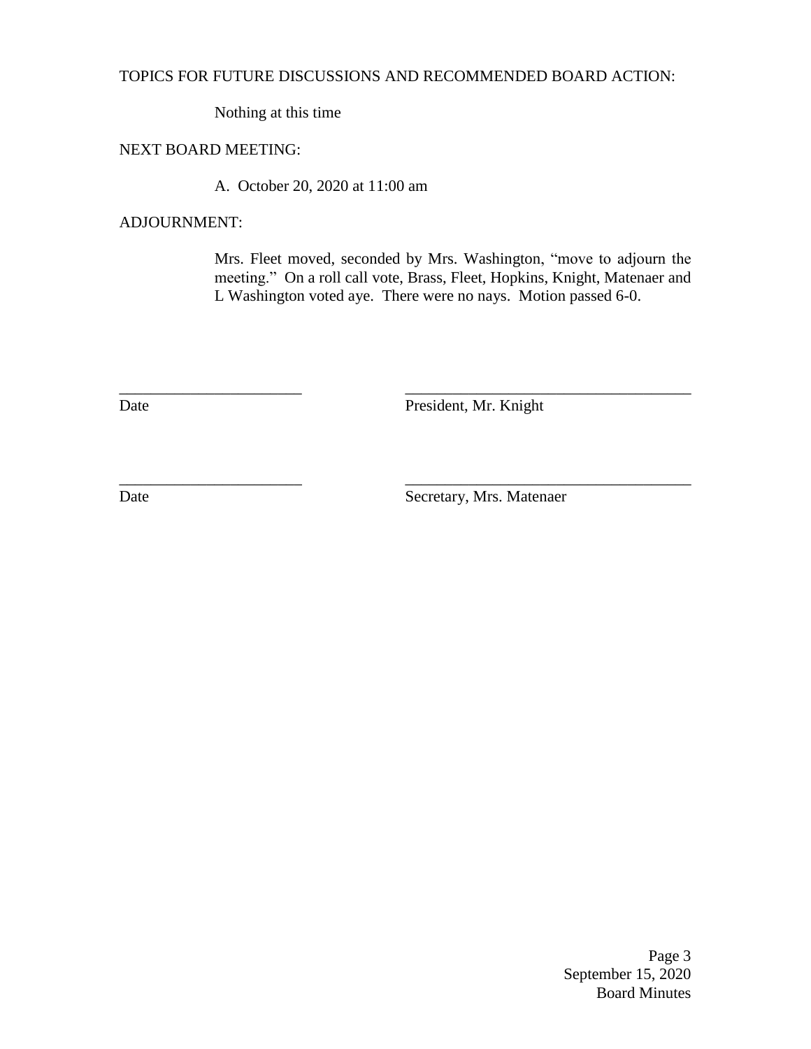TOPICS FOR FUTURE DISCUSSIONS AND RECOMMENDED BOARD ACTION:

Nothing at this time

NEXT BOARD MEETING:

A. October 20, 2020 at 11:00 am

ADJOURNMENT:

Mrs. Fleet moved, seconded by Mrs. Washington, "move to adjourn the meeting." On a roll call vote, Brass, Fleet, Hopkins, Knight, Matenaer and L Washington voted aye. There were no nays. Motion passed 6-0.

_______________________ _____________________________________
Date President, Mr. Knight

_______________________ _____________________________________
Date Secretary, Mrs. Matenaer